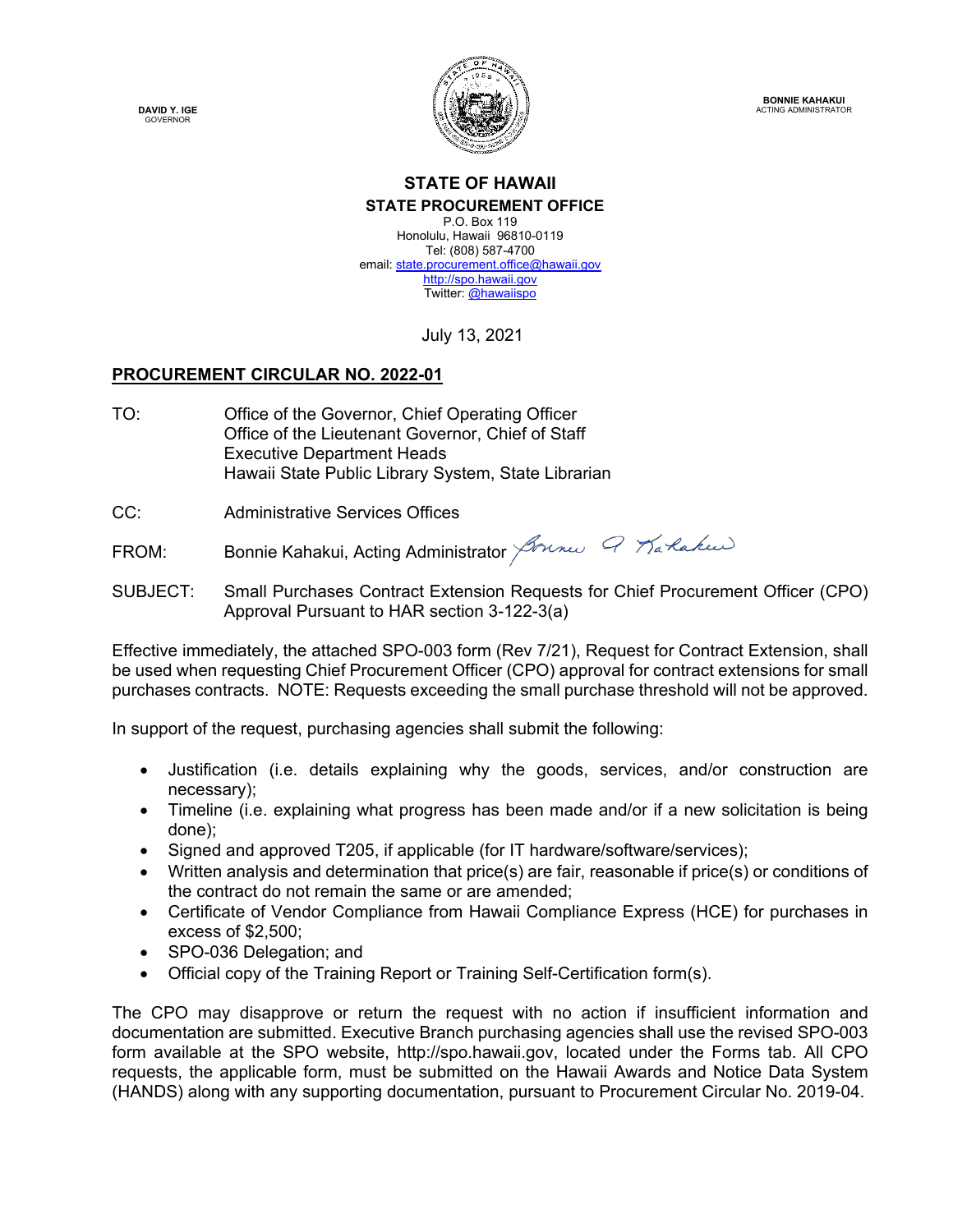DAVID Y. IGE
GOVERNOR

BONNIE KAHAKUI
ACTING ADMINISTRATOR

**STATE OF HAWAII**
**STATE PROCUREMENT OFFICE**
P.O. Box 119
Honolulu, Hawaii 96810-0119
Tel: (808) 587-4700
email: state.procurement.office@hawaii.gov
http://spo.hawaii.gov
Twitter: @hawaiispo

July 13, 2021

**PROCUREMENT CIRCULAR NO. 2022-01**

TO: Office of the Governor, Chief Operating Officer
Office of the Lieutenant Governor, Chief of Staff
Executive Department Heads
Hawaii State Public Library System, State Librarian

CC: Administrative Services Offices

FROM: Bonnie Kahakui, Acting Administrator

SUBJECT: Small Purchases Contract Extension Requests for Chief Procurement Officer (CPO) Approval Pursuant to HAR section 3-122-3(a)

Effective immediately, the attached SPO-003 form (Rev 7/21), Request for Contract Extension, shall be used when requesting Chief Procurement Officer (CPO) approval for contract extensions for small purchases contracts. NOTE: Requests exceeding the small purchase threshold will not be approved.

In support of the request, purchasing agencies shall submit the following:

- Justification (i.e. details explaining why the goods, services, and/or construction are necessary);
- Timeline (i.e. explaining what progress has been made and/or if a new solicitation is being done);
- Signed and approved T205, if applicable (for IT hardware/software/services);
- Written analysis and determination that price(s) are fair, reasonable if price(s) or conditions of the contract do not remain the same or are amended;
- Certificate of Vendor Compliance from Hawaii Compliance Express (HCE) for purchases in excess of $2,500;
- SPO-036 Delegation; and
- Official copy of the Training Report or Training Self-Certification form(s).

The CPO may disapprove or return the request with no action if insufficient information and documentation are submitted. Executive Branch purchasing agencies shall use the revised SPO-003 form available at the SPO website, http://spo.hawaii.gov, located under the Forms tab. All CPO requests, the applicable form, must be submitted on the Hawaii Awards and Notice Data System (HANDS) along with any supporting documentation, pursuant to Procurement Circular No. 2019-04.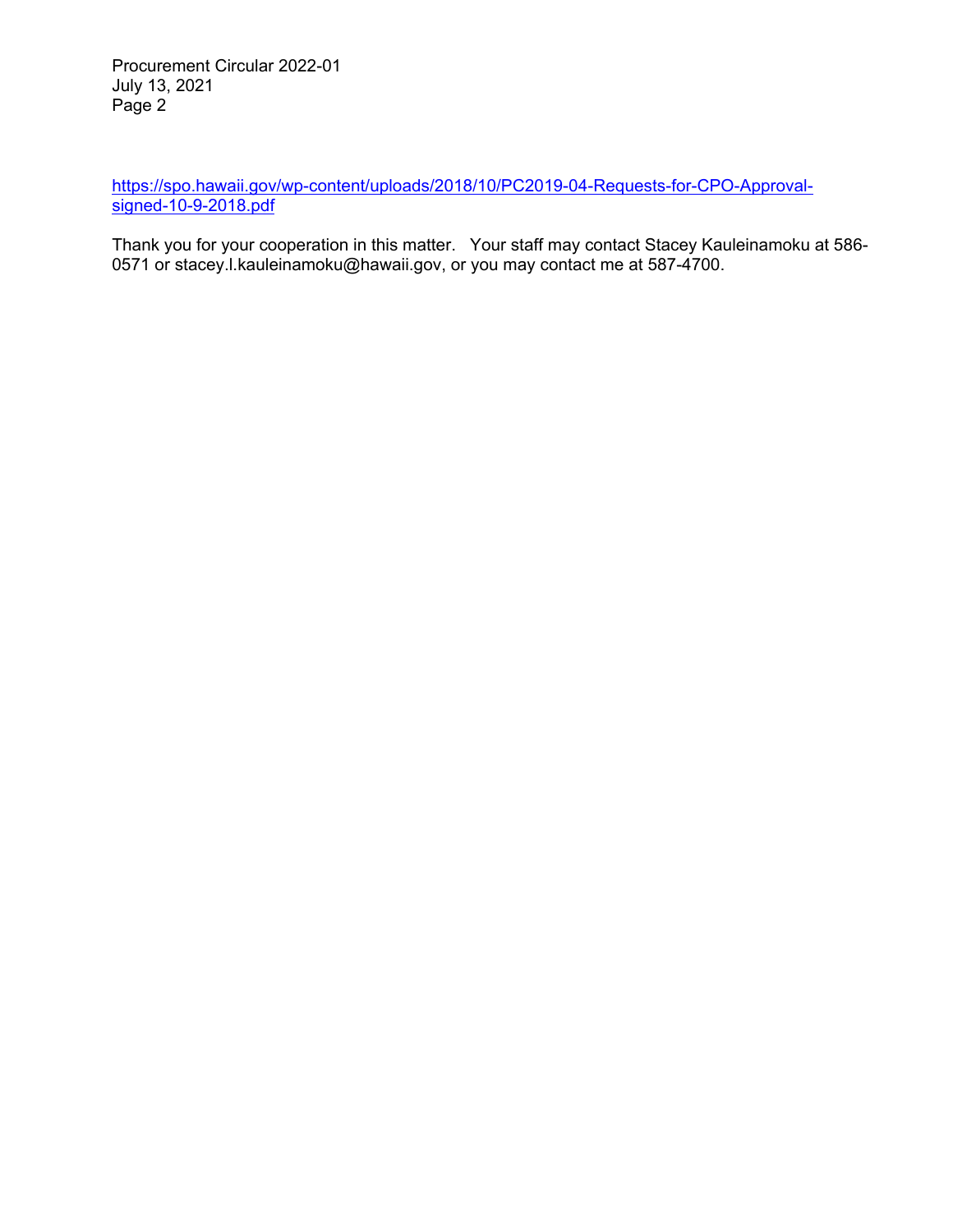https://spo.hawaii.gov/wp-content/uploads/2018/10/PC2019-04-Requests-for-CPO-Approval-signed-10-9-2018.pdf

Thank you for your cooperation in this matter. Your staff may contact Stacey Kauleinamoku at 586-0571 or stacey.l.kauleinamoku@hawaii.gov, or you may contact me at 587-4700.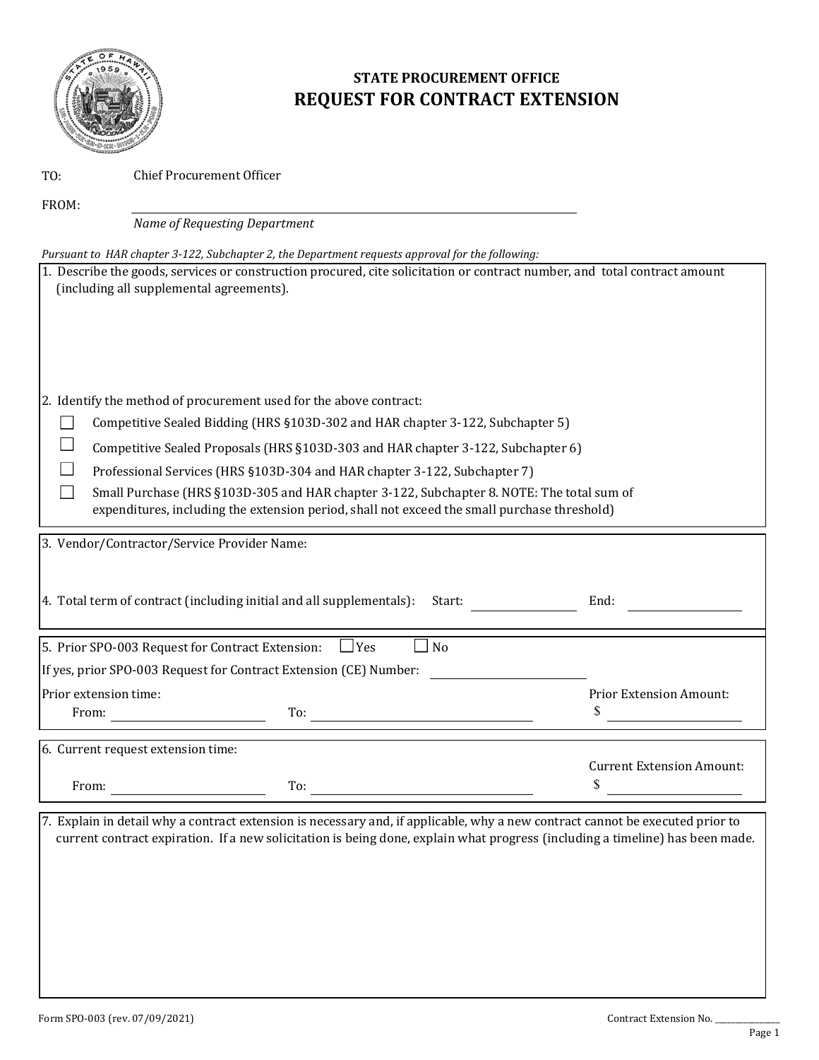## STATE PROCUREMENT OFFICE

# REQUEST FOR CONTRACT EXTENSION

TO: Chief Procurement Officer

FROM: ______________________________________________

*Name of Requesting Department*

*Pursuant to HAR chapter 3-122, Subchapter 2, the Department requests approval for the following:*

1. Describe the goods, services or construction procured, cite solicitation or contract number, and total contract amount (including all supplemental agreements).

2. Identify the method of procurement used for the above contract:

- ☐ Competitive Sealed Bidding (HRS §103D-302 and HAR chapter 3-122, Subchapter 5)
- ☐ Competitive Sealed Proposals (HRS §103D-303 and HAR chapter 3-122, Subchapter 6)
- ☐ Professional Services (HRS §103D-304 and HAR chapter 3-122, Subchapter 7)
- ☐ Small Purchase (HRS §103D-305 and HAR chapter 3-122, Subchapter 8. NOTE: The total sum of expenditures, including the extension period, shall not exceed the small purchase threshold)

3. Vendor/Contractor/Service Provider Name:

4. Total term of contract (including initial and all supplementals): Start: ____________ End: ____________

5. Prior SPO-003 Request for Contract Extension: ☐ Yes ☐ No

If yes, prior SPO-003 Request for Contract Extension (CE) Number: ____________

Prior extension time:
From: ____________ To: ____________

Prior Extension Amount:
$ ____________

6. Current request extension time:
From: ____________ To: ____________

Current Extension Amount:
$ ____________

7. Explain in detail why a contract extension is necessary and, if applicable, why a new contract cannot be executed prior to current contract expiration. If a new solicitation is being done, explain what progress (including a timeline) has been made.

Form SPO-003 (rev. 07/09/2021)

Contract Extension No. ____________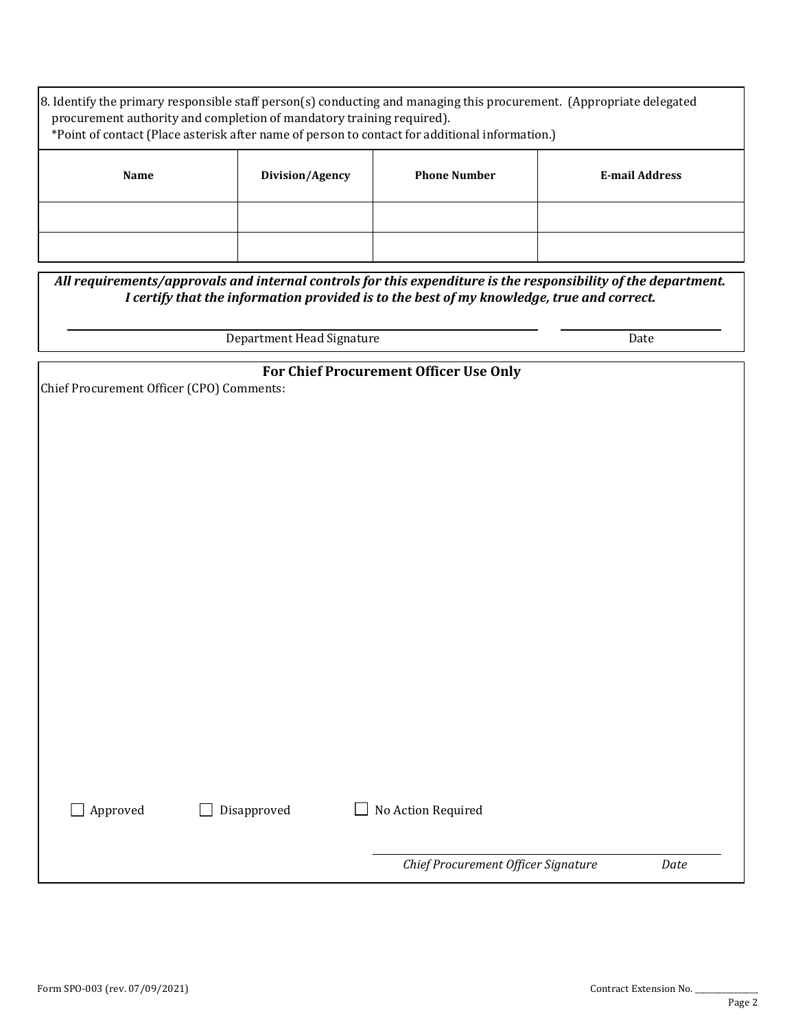8. Identify the primary responsible staff person(s) conducting and managing this procurement. (Appropriate delegated procurement authority and completion of mandatory training required).
   *Point of contact (Place asterisk after name of person to contact for additional information.)

| Name | Division/Agency | Phone Number | E-mail Address |
|---|---|---|---|
| | | | |
| | | | |

***All requirements/approvals and internal controls for this expenditure is the responsibility of the department. I certify that the information provided is to the best of my knowledge, true and correct.***

_______________________________ Department Head Signature          _______________ Date

**For Chief Procurement Officer Use Only**

Chief Procurement Officer (CPO) Comments:

☐ Approved     ☐ Disapproved     ☐ No Action Required

_______________________________
*Chief Procurement Officer Signature*     *Date*

Form SPO-003 (rev. 07/09/2021)

Contract Extension No. ________________